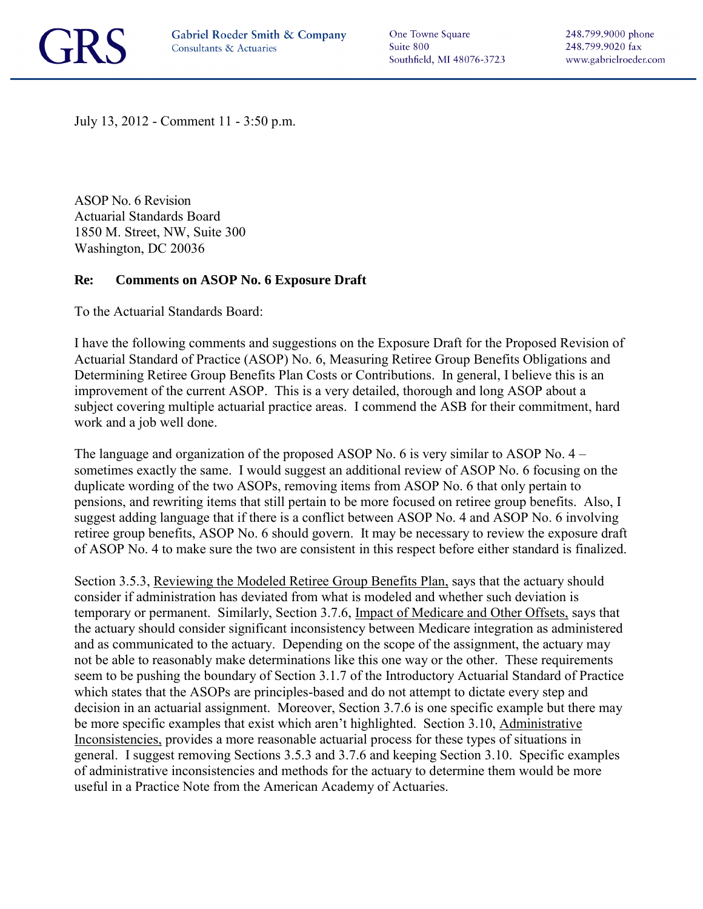GRS

Gabriel Roeder Smith & Company
Consultants & Actuaries

One Towne Square
Suite 800
Southfield, MI 48076-3723

248.799.9000 phone
248.799.9020 fax
www.gabrielroeder.com

July 13, 2012 - Comment 11 - 3:50 p.m.

ASOP No. 6 Revision
Actuarial Standards Board
1850 M. Street, NW, Suite 300
Washington, DC 20036

**Re: Comments on ASOP No. 6 Exposure Draft**

To the Actuarial Standards Board:

I have the following comments and suggestions on the Exposure Draft for the Proposed Revision of Actuarial Standard of Practice (ASOP) No. 6, Measuring Retiree Group Benefits Obligations and Determining Retiree Group Benefits Plan Costs or Contributions. In general, I believe this is an improvement of the current ASOP. This is a very detailed, thorough and long ASOP about a subject covering multiple actuarial practice areas. I commend the ASB for their commitment, hard work and a job well done.

The language and organization of the proposed ASOP No. 6 is very similar to ASOP No. 4 – sometimes exactly the same. I would suggest an additional review of ASOP No. 6 focusing on the duplicate wording of the two ASOPs, removing items from ASOP No. 6 that only pertain to pensions, and rewriting items that still pertain to be more focused on retiree group benefits. Also, I suggest adding language that if there is a conflict between ASOP No. 4 and ASOP No. 6 involving retiree group benefits, ASOP No. 6 should govern. It may be necessary to review the exposure draft of ASOP No. 4 to make sure the two are consistent in this respect before either standard is finalized.

Section 3.5.3, Reviewing the Modeled Retiree Group Benefits Plan, says that the actuary should consider if administration has deviated from what is modeled and whether such deviation is temporary or permanent. Similarly, Section 3.7.6, Impact of Medicare and Other Offsets, says that the actuary should consider significant inconsistency between Medicare integration as administered and as communicated to the actuary. Depending on the scope of the assignment, the actuary may not be able to reasonably make determinations like this one way or the other. These requirements seem to be pushing the boundary of Section 3.1.7 of the Introductory Actuarial Standard of Practice which states that the ASOPs are principles-based and do not attempt to dictate every step and decision in an actuarial assignment. Moreover, Section 3.7.6 is one specific example but there may be more specific examples that exist which aren't highlighted. Section 3.10, Administrative Inconsistencies, provides a more reasonable actuarial process for these types of situations in general. I suggest removing Sections 3.5.3 and 3.7.6 and keeping Section 3.10. Specific examples of administrative inconsistencies and methods for the actuary to determine them would be more useful in a Practice Note from the American Academy of Actuaries.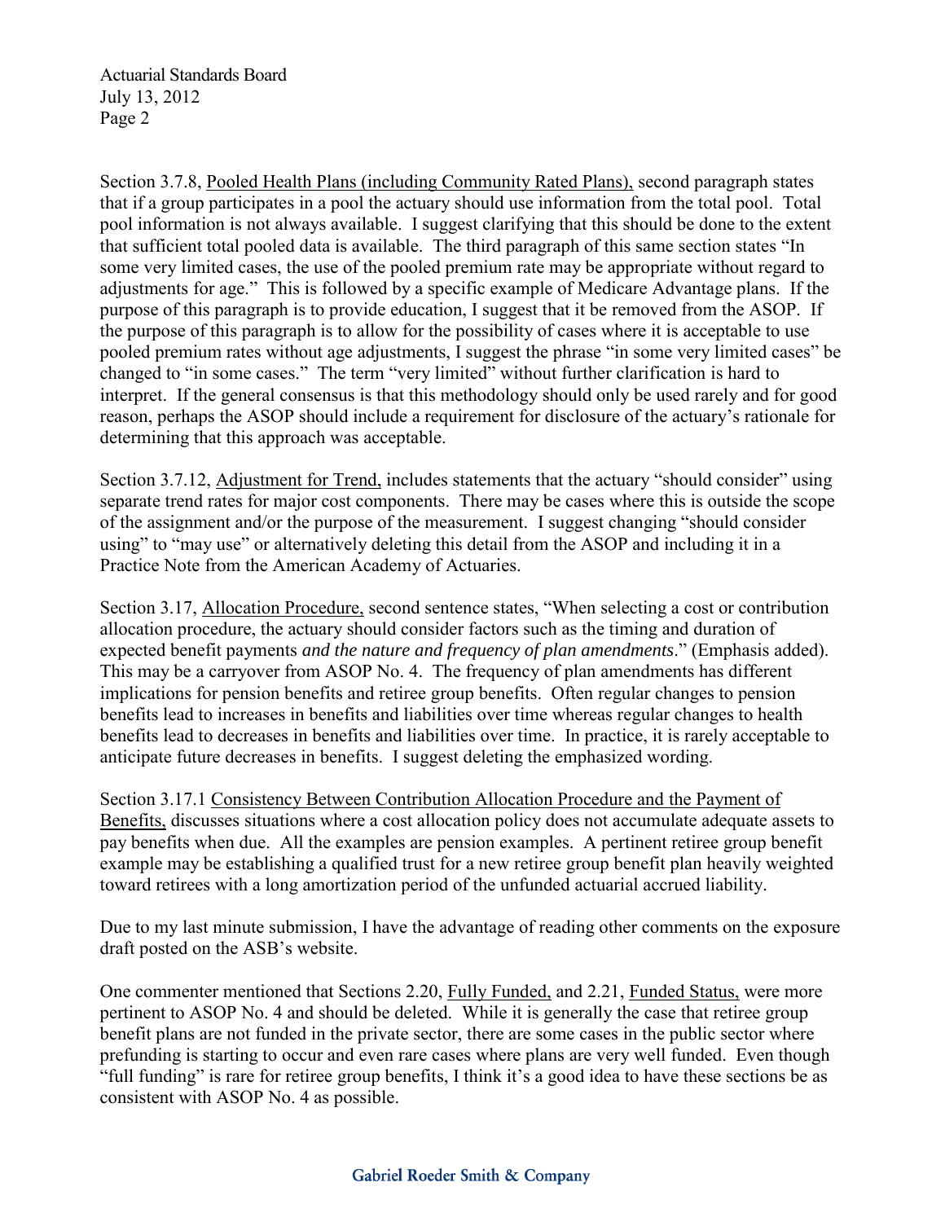Section 3.7.8, Pooled Health Plans (including Community Rated Plans), second paragraph states that if a group participates in a pool the actuary should use information from the total pool. Total pool information is not always available. I suggest clarifying that this should be done to the extent that sufficient total pooled data is available. The third paragraph of this same section states "In some very limited cases, the use of the pooled premium rate may be appropriate without regard to adjustments for age." This is followed by a specific example of Medicare Advantage plans. If the purpose of this paragraph is to provide education, I suggest that it be removed from the ASOP. If the purpose of this paragraph is to allow for the possibility of cases where it is acceptable to use pooled premium rates without age adjustments, I suggest the phrase "in some very limited cases" be changed to "in some cases." The term "very limited" without further clarification is hard to interpret. If the general consensus is that this methodology should only be used rarely and for good reason, perhaps the ASOP should include a requirement for disclosure of the actuary's rationale for determining that this approach was acceptable.

Section 3.7.12, Adjustment for Trend, includes statements that the actuary "should consider" using separate trend rates for major cost components. There may be cases where this is outside the scope of the assignment and/or the purpose of the measurement. I suggest changing "should consider using" to "may use" or alternatively deleting this detail from the ASOP and including it in a Practice Note from the American Academy of Actuaries.

Section 3.17, Allocation Procedure, second sentence states, "When selecting a cost or contribution allocation procedure, the actuary should consider factors such as the timing and duration of expected benefit payments *and the nature and frequency of plan amendments*." (Emphasis added). This may be a carryover from ASOP No. 4. The frequency of plan amendments has different implications for pension benefits and retiree group benefits. Often regular changes to pension benefits lead to increases in benefits and liabilities over time whereas regular changes to health benefits lead to decreases in benefits and liabilities over time. In practice, it is rarely acceptable to anticipate future decreases in benefits. I suggest deleting the emphasized wording.

Section 3.17.1 Consistency Between Contribution Allocation Procedure and the Payment of Benefits, discusses situations where a cost allocation policy does not accumulate adequate assets to pay benefits when due. All the examples are pension examples. A pertinent retiree group benefit example may be establishing a qualified trust for a new retiree group benefit plan heavily weighted toward retirees with a long amortization period of the unfunded actuarial accrued liability.

Due to my last minute submission, I have the advantage of reading other comments on the exposure draft posted on the ASB's website.

One commenter mentioned that Sections 2.20, Fully Funded, and 2.21, Funded Status, were more pertinent to ASOP No. 4 and should be deleted. While it is generally the case that retiree group benefit plans are not funded in the private sector, there are some cases in the public sector where prefunding is starting to occur and even rare cases where plans are very well funded. Even though "full funding" is rare for retiree group benefits, I think it's a good idea to have these sections be as consistent with ASOP No. 4 as possible.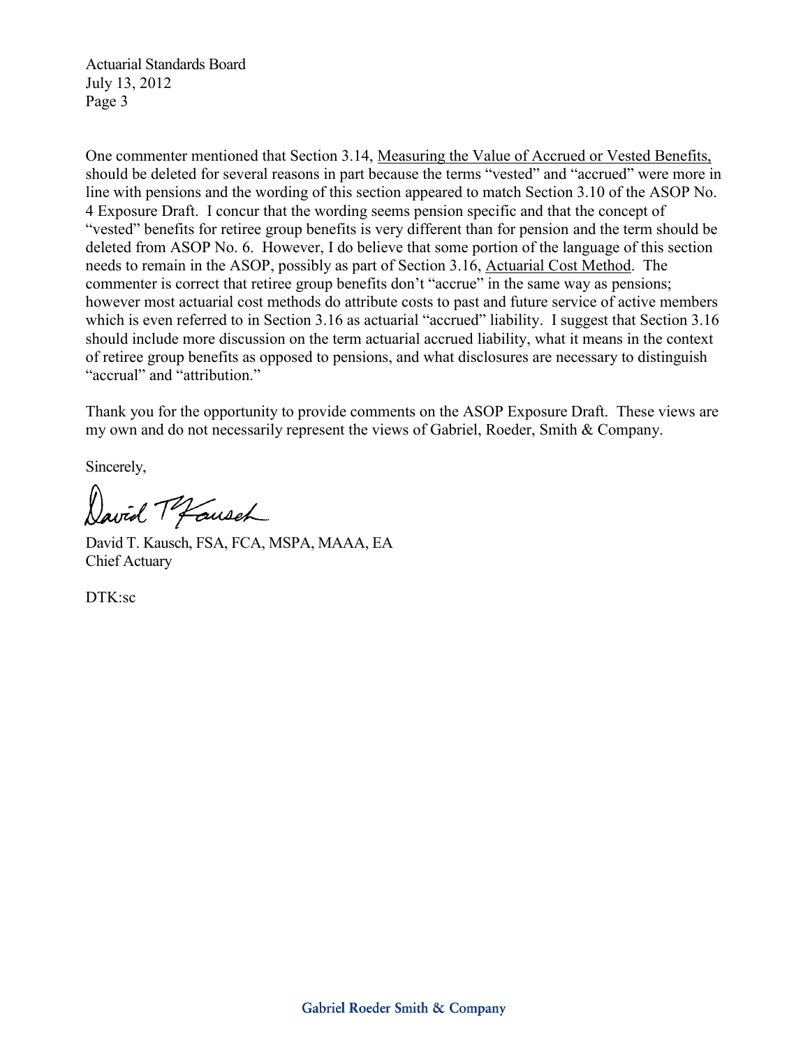One commenter mentioned that Section 3.14, <u>Measuring the Value of Accrued or Vested Benefits,</u> should be deleted for several reasons in part because the terms "vested" and "accrued" were more in line with pensions and the wording of this section appeared to match Section 3.10 of the ASOP No. 4 Exposure Draft. I concur that the wording seems pension specific and that the concept of "vested" benefits for retiree group benefits is very different than for pension and the term should be deleted from ASOP No. 6. However, I do believe that some portion of the language of this section needs to remain in the ASOP, possibly as part of Section 3.16, <u>Actuarial Cost Method</u>. The commenter is correct that retiree group benefits don't "accrue" in the same way as pensions; however most actuarial cost methods do attribute costs to past and future service of active members which is even referred to in Section 3.16 as actuarial "accrued" liability. I suggest that Section 3.16 should include more discussion on the term actuarial accrued liability, what it means in the context of retiree group benefits as opposed to pensions, and what disclosures are necessary to distinguish "accrual" and "attribution."

Thank you for the opportunity to provide comments on the ASOP Exposure Draft. These views are my own and do not necessarily represent the views of Gabriel, Roeder, Smith & Company.

Sincerely,

David T. Kausch

David T. Kausch, FSA, FCA, MSPA, MAAA, EA
Chief Actuary

DTK:sc